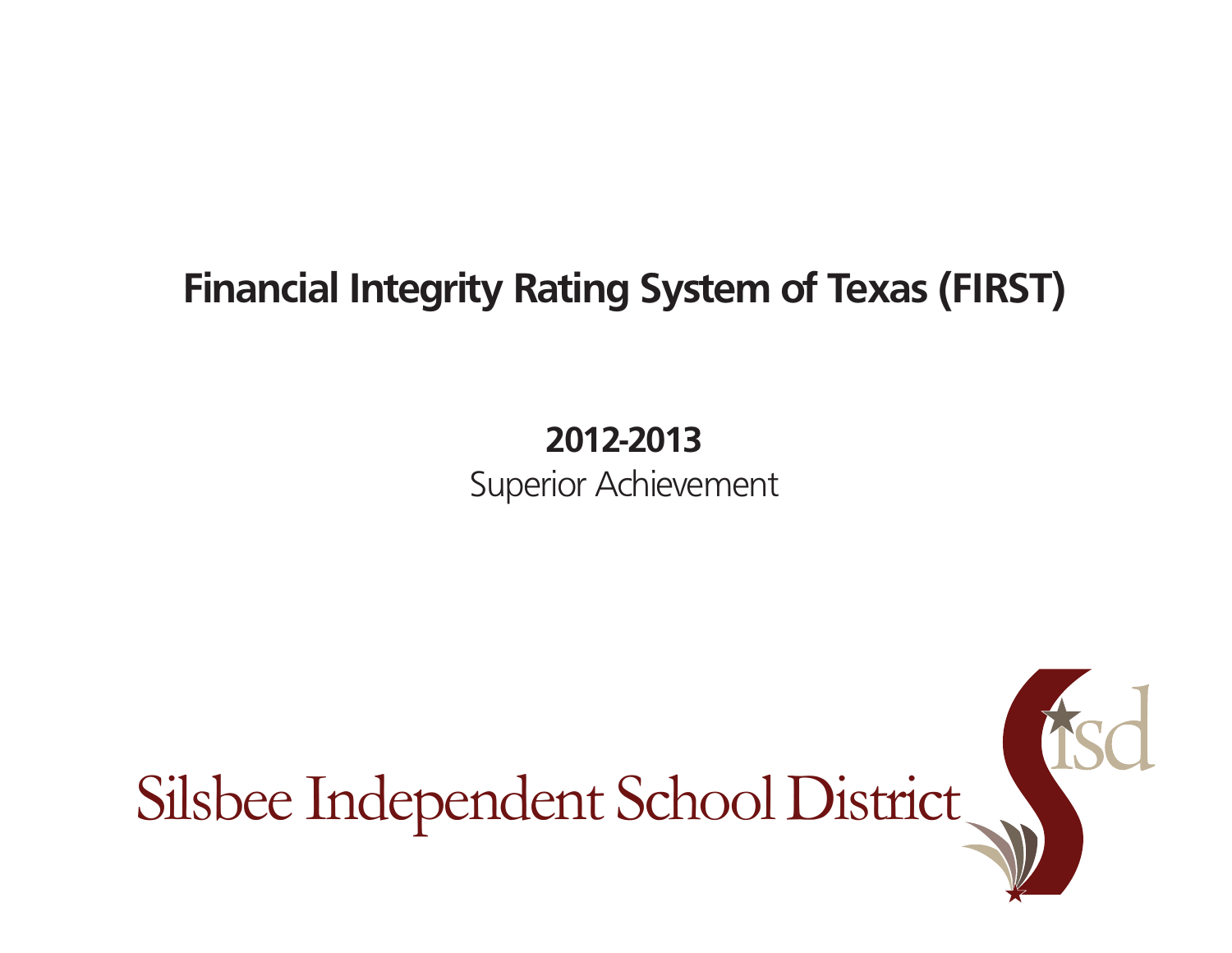# Financial Integrity Rating System of Texas (FIRST)

**2012-2013**

Superior Achievement

Silsbee Independent School District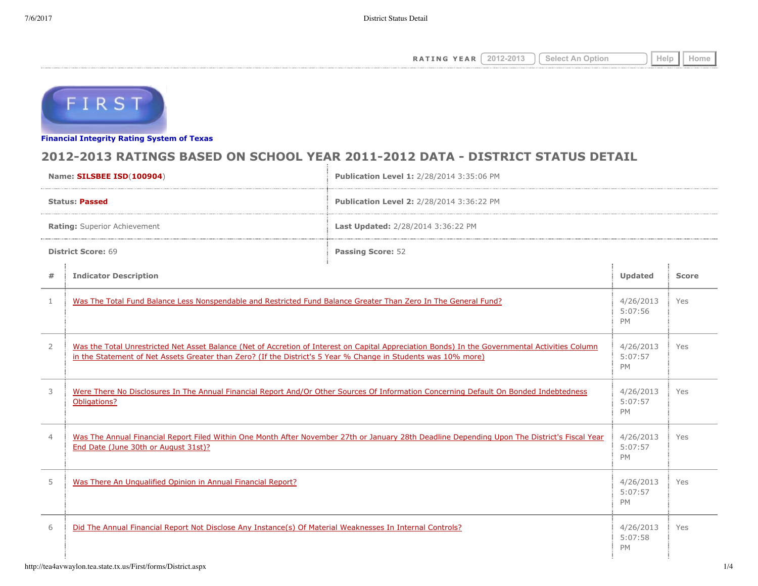RATING YEAR 2012-2013 Select An Option Help Home

**Financial Integrity Rating System of Texas**

# 2012-2013 RATINGS BASED ON SCHOOL YEAR 2011-2012 DATA - DISTRICT STATUS DETAIL

| | |
|---|---|
| **Name:** **SILSBEE ISD**(**100904**) | **Publication Level 1:** 2/28/2014 3:35:06 PM |
| **Status:** **Passed** | **Publication Level 2:** 2/28/2014 3:36:22 PM |
| **Rating:** Superior Achievement | **Last Updated:** 2/28/2014 3:36:22 PM |
| **District Score:** 69 | **Passing Score:** 52 |

| # | Indicator Description | Updated | Score |
|---|---|---|---|
| 1 | Was The Total Fund Balance Less Nonspendable and Restricted Fund Balance Greater Than Zero In The General Fund? | 4/26/2013 5:07:56 PM | Yes |
| 2 | Was the Total Unrestricted Net Asset Balance (Net of Accretion of Interest on Capital Appreciation Bonds) In the Governmental Activities Column in the Statement of Net Assets Greater than Zero? (If the District's 5 Year % Change in Students was 10% more) | 4/26/2013 5:07:57 PM | Yes |
| 3 | Were There No Disclosures In The Annual Financial Report And/Or Other Sources Of Information Concerning Default On Bonded Indebtedness Obligations? | 4/26/2013 5:07:57 PM | Yes |
| 4 | Was The Annual Financial Report Filed Within One Month After November 27th or January 28th Deadline Depending Upon The District's Fiscal Year End Date (June 30th or August 31st)? | 4/26/2013 5:07:57 PM | Yes |
| 5 | Was There An Unqualified Opinion in Annual Financial Report? | 4/26/2013 5:07:57 PM | Yes |
| 6 | Did The Annual Financial Report Not Disclose Any Instance(s) Of Material Weaknesses In Internal Controls? | 4/26/2013 5:07:58 PM | Yes |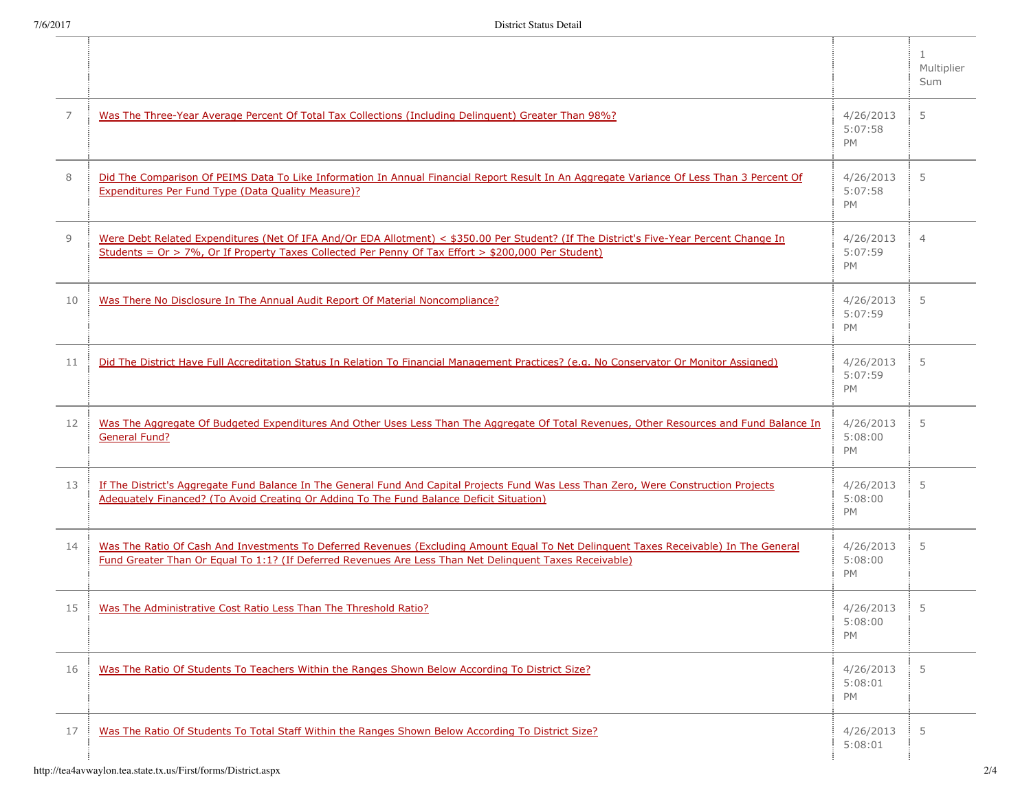| | | | 1 Multiplier Sum |
|---|---|---|---|
| 7 | Was The Three-Year Average Percent Of Total Tax Collections (Including Delinquent) Greater Than 98%? | 4/26/2013 5:07:58 PM | 5 |
| 8 | Did The Comparison Of PEIMS Data To Like Information In Annual Financial Report Result In An Aggregate Variance Of Less Than 3 Percent Of Expenditures Per Fund Type (Data Quality Measure)? | 4/26/2013 5:07:58 PM | 5 |
| 9 | Were Debt Related Expenditures (Net Of IFA And/Or EDA Allotment) < $350.00 Per Student? (If The District's Five-Year Percent Change In Students = Or > 7%, Or If Property Taxes Collected Per Penny Of Tax Effort > $200,000 Per Student) | 4/26/2013 5:07:59 PM | 4 |
| 10 | Was There No Disclosure In The Annual Audit Report Of Material Noncompliance? | 4/26/2013 5:07:59 PM | 5 |
| 11 | Did The District Have Full Accreditation Status In Relation To Financial Management Practices? (e.g. No Conservator Or Monitor Assigned) | 4/26/2013 5:07:59 PM | 5 |
| 12 | Was The Aggregate Of Budgeted Expenditures And Other Uses Less Than The Aggregate Of Total Revenues, Other Resources and Fund Balance In General Fund? | 4/26/2013 5:08:00 PM | 5 |
| 13 | If The District's Aggregate Fund Balance In The General Fund And Capital Projects Fund Was Less Than Zero, Were Construction Projects Adequately Financed? (To Avoid Creating Or Adding To The Fund Balance Deficit Situation) | 4/26/2013 5:08:00 PM | 5 |
| 14 | Was The Ratio Of Cash And Investments To Deferred Revenues (Excluding Amount Equal To Net Delinquent Taxes Receivable) In The General Fund Greater Than Or Equal To 1:1? (If Deferred Revenues Are Less Than Net Delinquent Taxes Receivable) | 4/26/2013 5:08:00 PM | 5 |
| 15 | Was The Administrative Cost Ratio Less Than The Threshold Ratio? | 4/26/2013 5:08:00 PM | 5 |
| 16 | Was The Ratio Of Students To Teachers Within the Ranges Shown Below According To District Size? | 4/26/2013 5:08:01 PM | 5 |
| 17 | Was The Ratio Of Students To Total Staff Within the Ranges Shown Below According To District Size? | 4/26/2013 5:08:01 | 5 |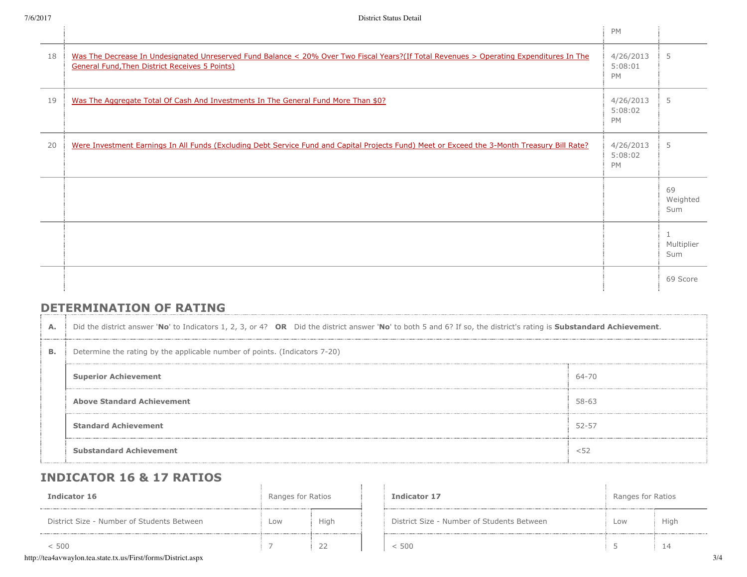| | | | |
|---|---|---|---|
| | | PM | |
| 18 | Was The Decrease In Undesignated Unreserved Fund Balance < 20% Over Two Fiscal Years?(If Total Revenues > Operating Expenditures In The General Fund,Then District Receives 5 Points) | 4/26/2013 5:08:01 PM | 5 |
| 19 | Was The Aggregate Total Of Cash And Investments In The General Fund More Than $0? | 4/26/2013 5:08:02 PM | 5 |
| 20 | Were Investment Earnings In All Funds (Excluding Debt Service Fund and Capital Projects Fund) Meet or Exceed the 3-Month Treasury Bill Rate? | 4/26/2013 5:08:02 PM | 5 |
| | | | 69 Weighted Sum |
| | | | 1 Multiplier Sum |
| | | | 69 Score |

## DETERMINATION OF RATING

| | | |
|---|---|---|
| **A.** | Did the district answer '**No**' to Indicators 1, 2, 3, or 4? **OR** Did the district answer '**No**' to both 5 and 6? If so, the district's rating is **Substandard Achievement**. | |
| **B.** | Determine the rating by the applicable number of points. (Indicators 7-20) | |
| | **Superior Achievement** | 64-70 |
| | **Above Standard Achievement** | 58-63 |
| | **Standard Achievement** | 52-57 |
| | **Substandard Achievement** | <52 |

## INDICATOR 16 & 17 RATIOS

| **Indicator 16** | Ranges for Ratios | |
|---|---|---|
| District Size - Number of Students Between | Low | High |
| < 500 | 7 | 22 |

| **Indicator 17** | Ranges for Ratios | |
|---|---|---|
| District Size - Number of Students Between | Low | High |
| < 500 | 5 | 14 |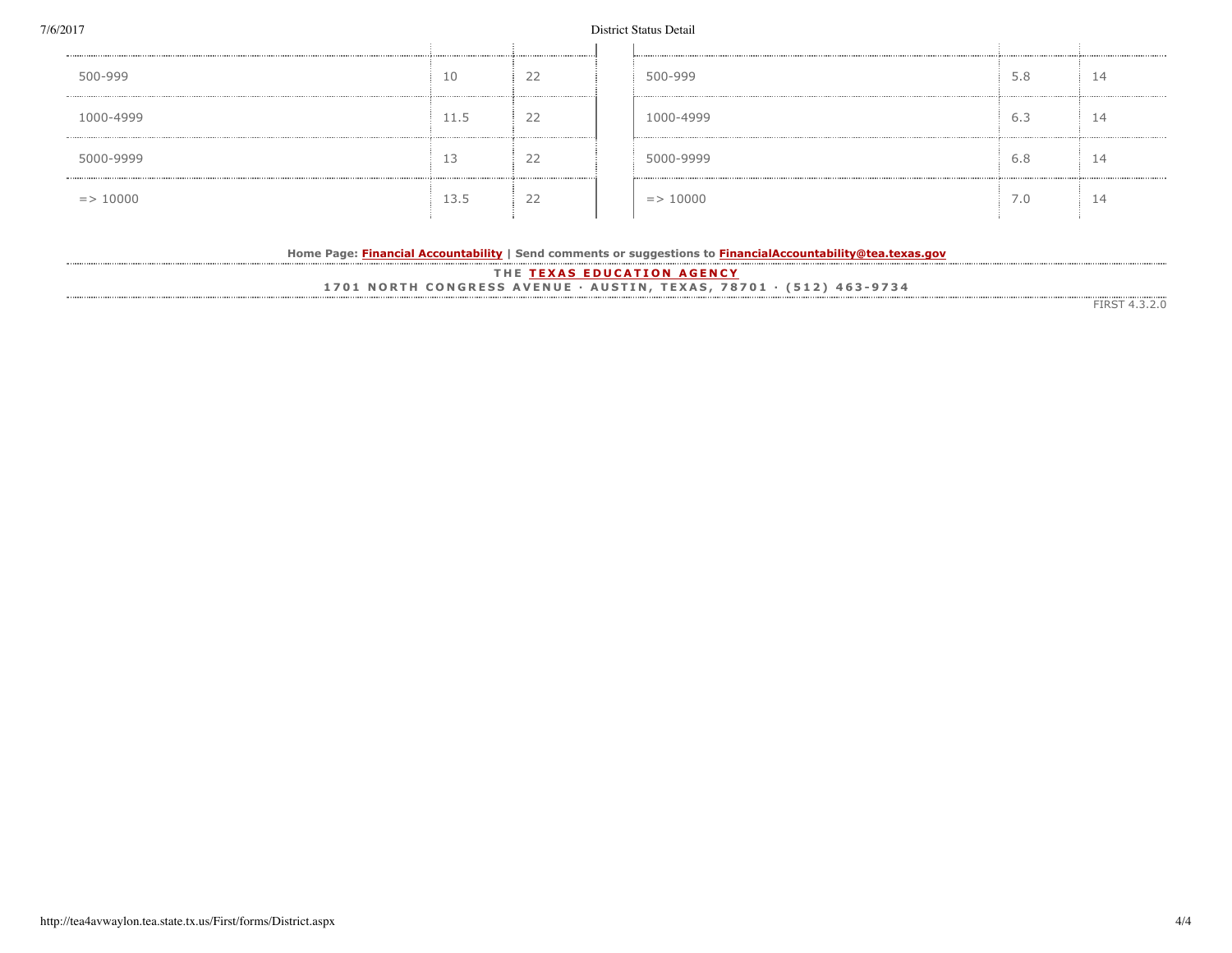| | | | | | |
|---|---|---|---|---|---|
| 500-999 | 10 | 22 | 500-999 | 5.8 | 14 |
| 1000-4999 | 11.5 | 22 | 1000-4999 | 6.3 | 14 |
| 5000-9999 | 13 | 22 | 5000-9999 | 6.8 | 14 |
| => 10000 | 13.5 | 22 | => 10000 | 7.0 | 14 |

**Home Page: Financial Accountability | Send comments or suggestions to FinancialAccountability@tea.texas.gov**

**THE TEXAS EDUCATION AGENCY**

**1701 NORTH CONGRESS AVENUE · AUSTIN, TEXAS, 78701 · (512) 463-9734**

FIRST 4.3.2.0